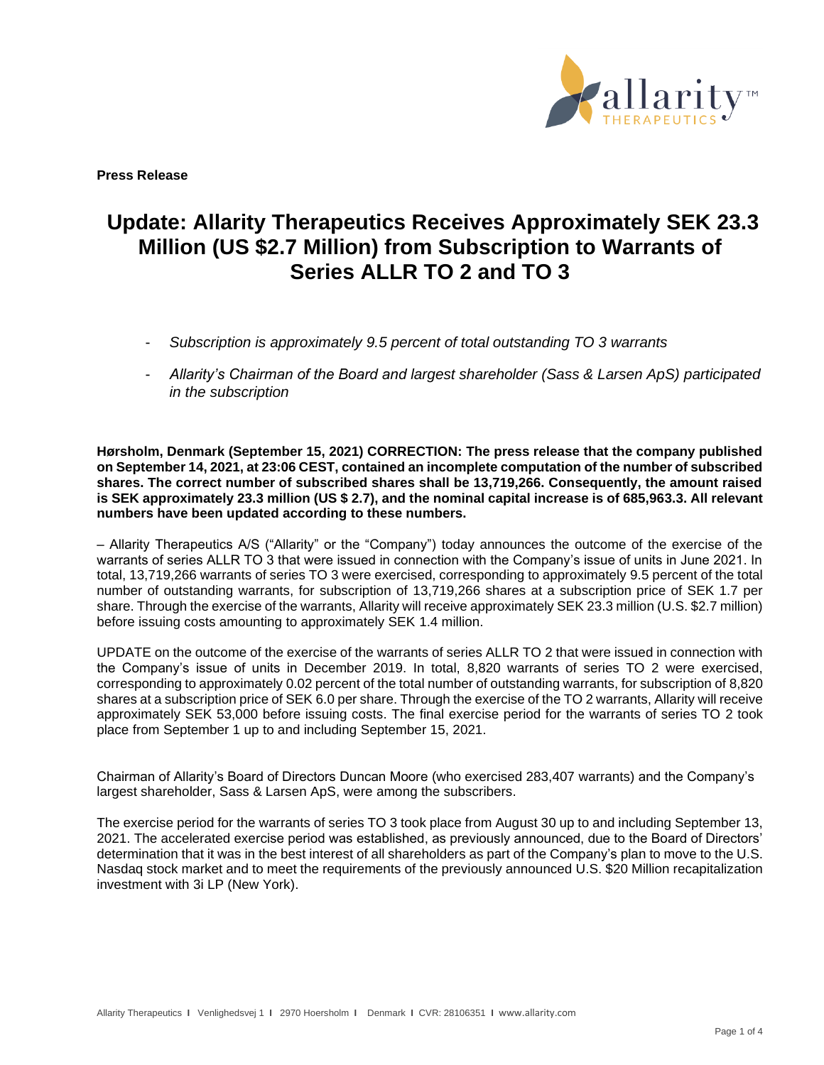**Press Release**

# Update: Allarity Therapeutics Receives Approximately SEK 23.3 Million (US $2.7 Million) from Subscription to Warrants of Series ALLR TO 2 and TO 3

- *Subscription is approximately 9.5 percent of total outstanding TO 3 warrants*
- *Allarity's Chairman of the Board and largest shareholder (Sass & Larsen ApS) participated in the subscription*

**Hørsholm, Denmark (September 15, 2021) CORRECTION: The press release that the company published on September 14, 2021, at 23:06 CEST, contained an incomplete computation of the number of subscribed shares. The correct number of subscribed shares shall be 13,719,266. Consequently, the amount raised is SEK approximately 23.3 million (US $ 2.7), and the nominal capital increase is of 685,963.3. All relevant numbers have been updated according to these numbers.**

– Allarity Therapeutics A/S ("Allarity" or the "Company") today announces the outcome of the exercise of the warrants of series ALLR TO 3 that were issued in connection with the Company's issue of units in June 2021. In total, 13,719,266 warrants of series TO 3 were exercised, corresponding to approximately 9.5 percent of the total number of outstanding warrants, for subscription of 13,719,266 shares at a subscription price of SEK 1.7 per share. Through the exercise of the warrants, Allarity will receive approximately SEK 23.3 million (U.S. $2.7 million) before issuing costs amounting to approximately SEK 1.4 million.

UPDATE on the outcome of the exercise of the warrants of series ALLR TO 2 that were issued in connection with the Company's issue of units in December 2019. In total, 8,820 warrants of series TO 2 were exercised, corresponding to approximately 0.02 percent of the total number of outstanding warrants, for subscription of 8,820 shares at a subscription price of SEK 6.0 per share. Through the exercise of the TO 2 warrants, Allarity will receive approximately SEK 53,000 before issuing costs. The final exercise period for the warrants of series TO 2 took place from September 1 up to and including September 15, 2021.

Chairman of Allarity's Board of Directors Duncan Moore (who exercised 283,407 warrants) and the Company's largest shareholder, Sass & Larsen ApS, were among the subscribers.

The exercise period for the warrants of series TO 3 took place from August 30 up to and including September 13, 2021. The accelerated exercise period was established, as previously announced, due to the Board of Directors' determination that it was in the best interest of all shareholders as part of the Company's plan to move to the U.S. Nasdaq stock market and to meet the requirements of the previously announced U.S. $20 Million recapitalization investment with 3i LP (New York).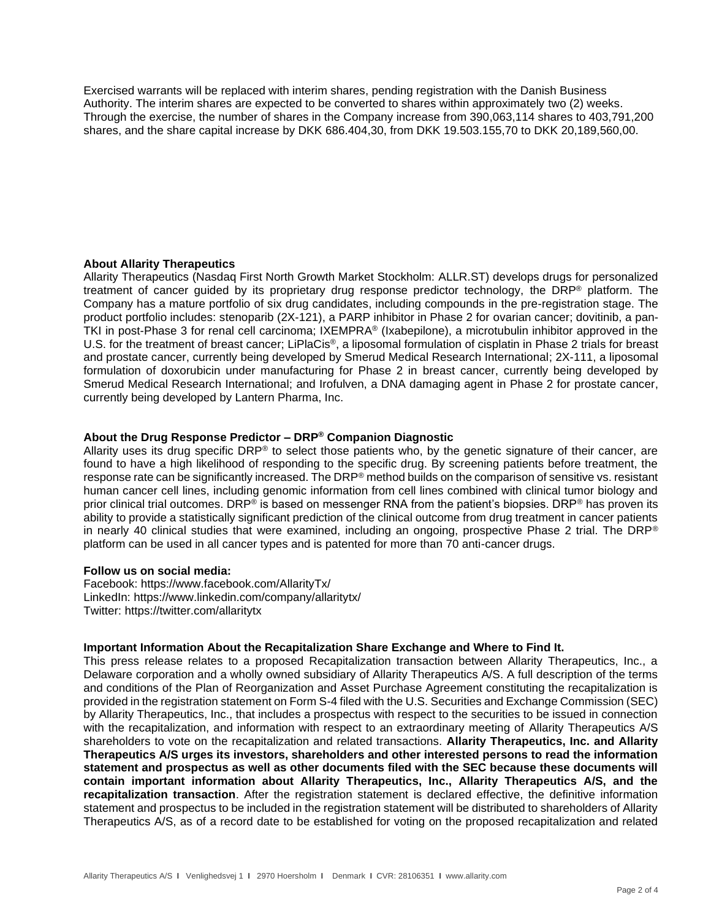Exercised warrants will be replaced with interim shares, pending registration with the Danish Business Authority. The interim shares are expected to be converted to shares within approximately two (2) weeks. Through the exercise, the number of shares in the Company increase from 390,063,114 shares to 403,791,200 shares, and the share capital increase by DKK 686.404,30, from DKK 19.503.155,70 to DKK 20,189,560,00.

**About Allarity Therapeutics**

Allarity Therapeutics (Nasdaq First North Growth Market Stockholm: ALLR.ST) develops drugs for personalized treatment of cancer guided by its proprietary drug response predictor technology, the DRP® platform. The Company has a mature portfolio of six drug candidates, including compounds in the pre-registration stage. The product portfolio includes: stenoparib (2X-121), a PARP inhibitor in Phase 2 for ovarian cancer; dovitinib, a pan-TKI in post-Phase 3 for renal cell carcinoma; IXEMPRA® (Ixabepilone), a microtubulin inhibitor approved in the U.S. for the treatment of breast cancer; LiPlaCis®, a liposomal formulation of cisplatin in Phase 2 trials for breast and prostate cancer, currently being developed by Smerud Medical Research International; 2X-111, a liposomal formulation of doxorubicin under manufacturing for Phase 2 in breast cancer, currently being developed by Smerud Medical Research International; and Irofulven, a DNA damaging agent in Phase 2 for prostate cancer, currently being developed by Lantern Pharma, Inc.

**About the Drug Response Predictor – DRP® Companion Diagnostic**

Allarity uses its drug specific DRP® to select those patients who, by the genetic signature of their cancer, are found to have a high likelihood of responding to the specific drug. By screening patients before treatment, the response rate can be significantly increased. The DRP® method builds on the comparison of sensitive vs. resistant human cancer cell lines, including genomic information from cell lines combined with clinical tumor biology and prior clinical trial outcomes. DRP® is based on messenger RNA from the patient's biopsies. DRP® has proven its ability to provide a statistically significant prediction of the clinical outcome from drug treatment in cancer patients in nearly 40 clinical studies that were examined, including an ongoing, prospective Phase 2 trial. The DRP® platform can be used in all cancer types and is patented for more than 70 anti-cancer drugs.

**Follow us on social media:**

Facebook: https://www.facebook.com/AllarityTx/
LinkedIn: https://www.linkedin.com/company/allaritytx/
Twitter: https://twitter.com/allaritytx

**Important Information About the Recapitalization Share Exchange and Where to Find It.**

This press release relates to a proposed Recapitalization transaction between Allarity Therapeutics, Inc., a Delaware corporation and a wholly owned subsidiary of Allarity Therapeutics A/S. A full description of the terms and conditions of the Plan of Reorganization and Asset Purchase Agreement constituting the recapitalization is provided in the registration statement on Form S-4 filed with the U.S. Securities and Exchange Commission (SEC) by Allarity Therapeutics, Inc., that includes a prospectus with respect to the securities to be issued in connection with the recapitalization, and information with respect to an extraordinary meeting of Allarity Therapeutics A/S shareholders to vote on the recapitalization and related transactions. **Allarity Therapeutics, Inc. and Allarity Therapeutics A/S urges its investors, shareholders and other interested persons to read the information statement and prospectus as well as other documents filed with the SEC because these documents will contain important information about Allarity Therapeutics, Inc., Allarity Therapeutics A/S, and the recapitalization transaction**. After the registration statement is declared effective, the definitive information statement and prospectus to be included in the registration statement will be distributed to shareholders of Allarity Therapeutics A/S, as of a record date to be established for voting on the proposed recapitalization and related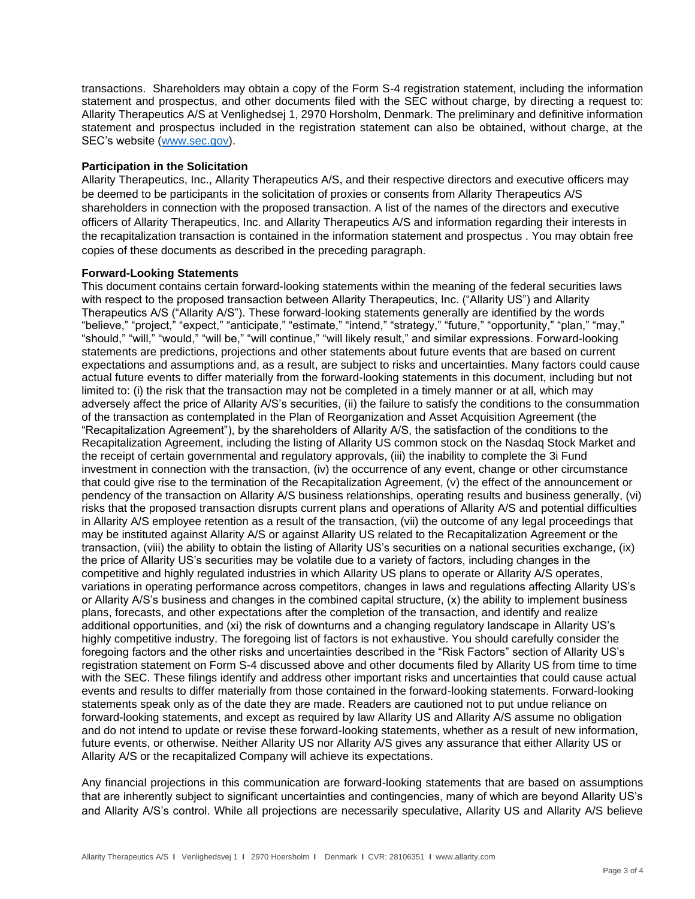transactions. Shareholders may obtain a copy of the Form S-4 registration statement, including the information statement and prospectus, and other documents filed with the SEC without charge, by directing a request to: Allarity Therapeutics A/S at Venlighedsej 1, 2970 Horsholm, Denmark. The preliminary and definitive information statement and prospectus included in the registration statement can also be obtained, without charge, at the SEC's website (www.sec.gov).

**Participation in the Solicitation**

Allarity Therapeutics, Inc., Allarity Therapeutics A/S, and their respective directors and executive officers may be deemed to be participants in the solicitation of proxies or consents from Allarity Therapeutics A/S shareholders in connection with the proposed transaction. A list of the names of the directors and executive officers of Allarity Therapeutics, Inc. and Allarity Therapeutics A/S and information regarding their interests in the recapitalization transaction is contained in the information statement and prospectus . You may obtain free copies of these documents as described in the preceding paragraph.

**Forward-Looking Statements**

This document contains certain forward-looking statements within the meaning of the federal securities laws with respect to the proposed transaction between Allarity Therapeutics, Inc. ("Allarity US") and Allarity Therapeutics A/S ("Allarity A/S"). These forward-looking statements generally are identified by the words "believe," "project," "expect," "anticipate," "estimate," "intend," "strategy," "future," "opportunity," "plan," "may," "should," "will," "would," "will be," "will continue," "will likely result," and similar expressions. Forward-looking statements are predictions, projections and other statements about future events that are based on current expectations and assumptions and, as a result, are subject to risks and uncertainties. Many factors could cause actual future events to differ materially from the forward-looking statements in this document, including but not limited to: (i) the risk that the transaction may not be completed in a timely manner or at all, which may adversely affect the price of Allarity A/S's securities, (ii) the failure to satisfy the conditions to the consummation of the transaction as contemplated in the Plan of Reorganization and Asset Acquisition Agreement (the "Recapitalization Agreement"), by the shareholders of Allarity A/S, the satisfaction of the conditions to the Recapitalization Agreement, including the listing of Allarity US common stock on the Nasdaq Stock Market and the receipt of certain governmental and regulatory approvals, (iii) the inability to complete the 3i Fund investment in connection with the transaction, (iv) the occurrence of any event, change or other circumstance that could give rise to the termination of the Recapitalization Agreement, (v) the effect of the announcement or pendency of the transaction on Allarity A/S business relationships, operating results and business generally, (vi) risks that the proposed transaction disrupts current plans and operations of Allarity A/S and potential difficulties in Allarity A/S employee retention as a result of the transaction, (vii) the outcome of any legal proceedings that may be instituted against Allarity A/S or against Allarity US related to the Recapitalization Agreement or the transaction, (viii) the ability to obtain the listing of Allarity US's securities on a national securities exchange, (ix) the price of Allarity US's securities may be volatile due to a variety of factors, including changes in the competitive and highly regulated industries in which Allarity US plans to operate or Allarity A/S operates, variations in operating performance across competitors, changes in laws and regulations affecting Allarity US's or Allarity A/S's business and changes in the combined capital structure, (x) the ability to implement business plans, forecasts, and other expectations after the completion of the transaction, and identify and realize additional opportunities, and (xi) the risk of downturns and a changing regulatory landscape in Allarity US's highly competitive industry. The foregoing list of factors is not exhaustive. You should carefully consider the foregoing factors and the other risks and uncertainties described in the "Risk Factors" section of Allarity US's registration statement on Form S-4 discussed above and other documents filed by Allarity US from time to time with the SEC. These filings identify and address other important risks and uncertainties that could cause actual events and results to differ materially from those contained in the forward-looking statements. Forward-looking statements speak only as of the date they are made. Readers are cautioned not to put undue reliance on forward-looking statements, and except as required by law Allarity US and Allarity A/S assume no obligation and do not intend to update or revise these forward-looking statements, whether as a result of new information, future events, or otherwise. Neither Allarity US nor Allarity A/S gives any assurance that either Allarity US or Allarity A/S or the recapitalized Company will achieve its expectations.

Any financial projections in this communication are forward-looking statements that are based on assumptions that are inherently subject to significant uncertainties and contingencies, many of which are beyond Allarity US's and Allarity A/S's control. While all projections are necessarily speculative, Allarity US and Allarity A/S believe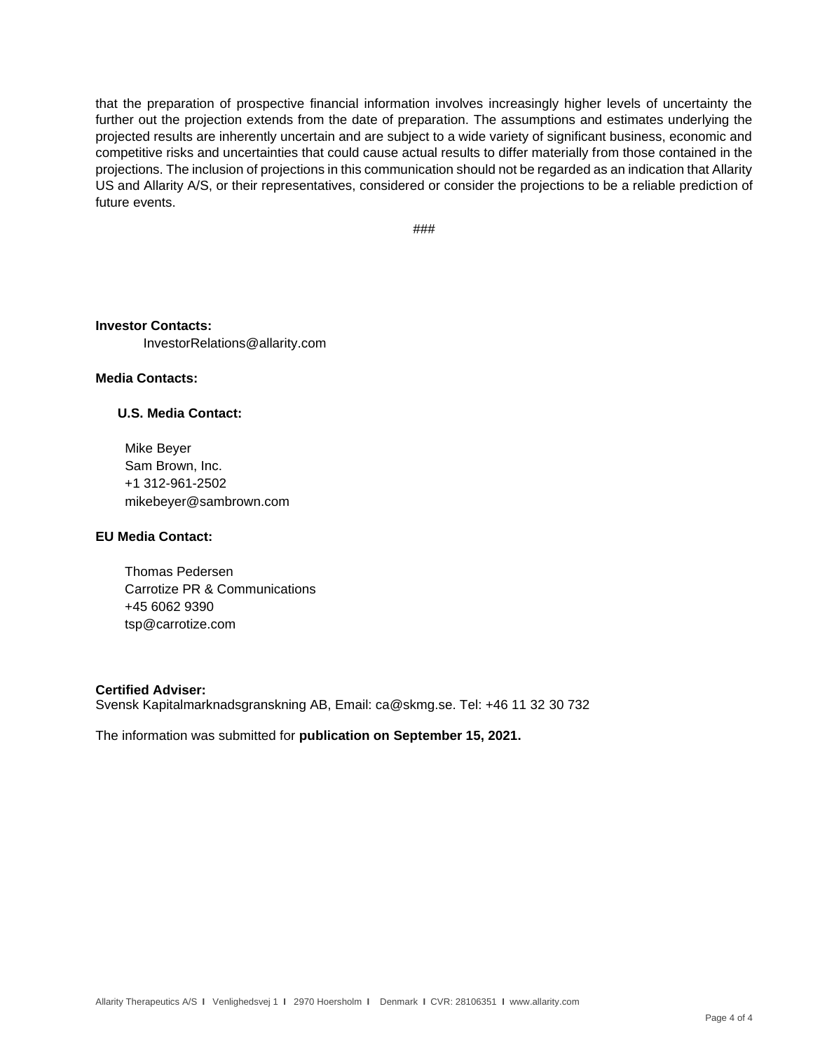that the preparation of prospective financial information involves increasingly higher levels of uncertainty the further out the projection extends from the date of preparation. The assumptions and estimates underlying the projected results are inherently uncertain and are subject to a wide variety of significant business, economic and competitive risks and uncertainties that could cause actual results to differ materially from those contained in the projections. The inclusion of projections in this communication should not be regarded as an indication that Allarity US and Allarity A/S, or their representatives, considered or consider the projections to be a reliable prediction of future events.

###

**Investor Contacts:**

InvestorRelations@allarity.com

**Media Contacts:**

**U.S. Media Contact:**

Mike Beyer
Sam Brown, Inc.
+1 312-961-2502
mikebeyer@sambrown.com

**EU Media Contact:**

Thomas Pedersen
Carrotize PR & Communications
+45 6062 9390
tsp@carrotize.com

**Certified Adviser:**
Svensk Kapitalmarknadsgranskning AB, Email: ca@skmg.se. Tel: +46 11 32 30 732

The information was submitted for **publication on September 15, 2021.**